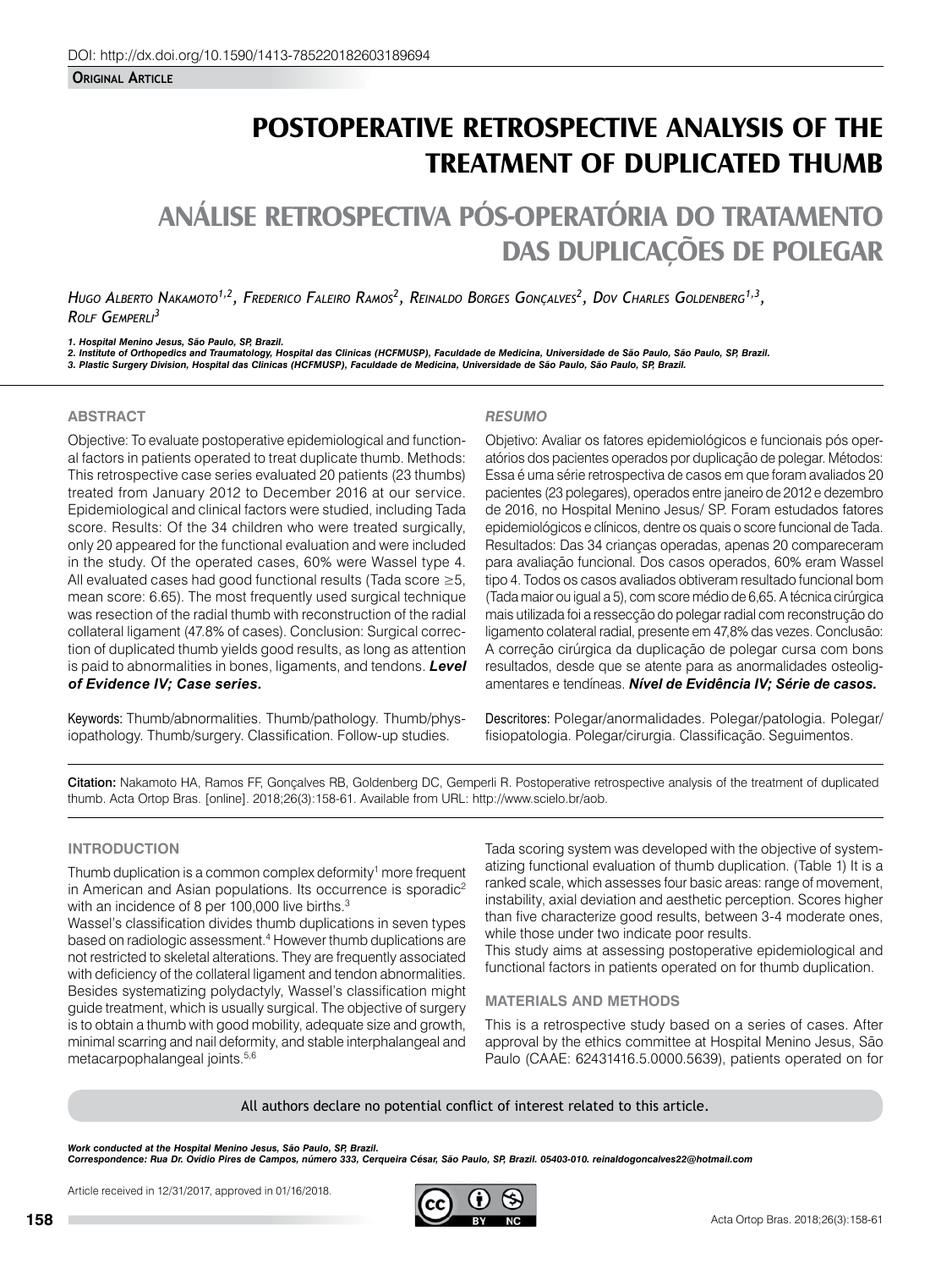DOI: http://dx.doi.org/10.1590/1413-785220182603189694

**Original Article**

# POSTOPERATIVE RETROSPECTIVE ANALYSIS OF THE TREATMENT OF DUPLICATED THUMB

# ANÁLISE RETROSPECTIVA PÓS-OPERATÓRIA DO TRATAMENTO DAS DUPLICAÇÕES DE POLEGAR

*Hugo Alberto Nakamoto[1,2], Frederico Faleiro Ramos[2], Reinaldo Borges Gonçalves[2], Dov Charles Goldenberg[1,3], Rolf Gemperli[3]*

*1. Hospital Menino Jesus, São Paulo, SP, Brazil.*
*2. Institute of Orthopedics and Traumatology, Hospital das Clinicas (HCFMUSP), Faculdade de Medicina, Universidade de São Paulo, São Paulo, SP, Brazil.*
*3. Plastic Surgery Division, Hospital das Clinicas (HCFMUSP), Faculdade de Medicina, Universidade de São Paulo, São Paulo, SP, Brazil.*

## ABSTRACT

Objective: To evaluate postoperative epidemiological and functional factors in patients operated to treat duplicate thumb. Methods: This retrospective case series evaluated 20 patients (23 thumbs) treated from January 2012 to December 2016 at our service. Epidemiological and clinical factors were studied, including Tada score. Results: Of the 34 children who were treated surgically, only 20 appeared for the functional evaluation and were included in the study. Of the operated cases, 60% were Wassel type 4. All evaluated cases had good functional results (Tada score ≥5, mean score: 6.65). The most frequently used surgical technique was resection of the radial thumb with reconstruction of the radial collateral ligament (47.8% of cases). Conclusion: Surgical correction of duplicated thumb yields good results, as long as attention is paid to abnormalities in bones, ligaments, and tendons. ***Level of Evidence IV; Case series.***

Keywords: Thumb/abnormalities. Thumb/pathology. Thumb/physiopathology. Thumb/surgery. Classification. Follow-up studies.

## *RESUMO*

Objetivo: Avaliar os fatores epidemiológicos e funcionais pós operatórios dos pacientes operados por duplicação de polegar. Métodos: Essa é uma série retrospectiva de casos em que foram avaliados 20 pacientes (23 polegares), operados entre janeiro de 2012 e dezembro de 2016, no Hospital Menino Jesus/ SP. Foram estudados fatores epidemiológicos e clínicos, dentre os quais o score funcional de Tada. Resultados: Das 34 crianças operadas, apenas 20 compareceram para avaliação funcional. Dos casos operados, 60% eram Wassel tipo 4. Todos os casos avaliados obtiveram resultado funcional bom (Tada maior ou igual a 5), com score médio de 6,65. A técnica cirúrgica mais utilizada foi a ressecção do polegar radial com reconstrução do ligamento colateral radial, presente em 47,8% das vezes. Conclusão: A correção cirúrgica da duplicação de polegar cursa com bons resultados, desde que se atente para as anormalidades osteoligamentares e tendíneas. ***Nível de Evidência IV; Série de casos.***

Descritores: Polegar/anormalidades. Polegar/patologia. Polegar/fisiopatologia. Polegar/cirurgia. Classificação. Seguimentos.

**Citation:** Nakamoto HA, Ramos FF, Gonçalves RB, Goldenberg DC, Gemperli R. Postoperative retrospective analysis of the treatment of duplicated thumb. Acta Ortop Bras. [online]. 2018;26(3):158-61. Available from URL: http://www.scielo.br/aob.

## INTRODUCTION

Thumb duplication is a common complex deformity[1] more frequent in American and Asian populations. Its occurrence is sporadic[2] with an incidence of 8 per 100,000 live births.[3]

Wassel's classification divides thumb duplications in seven types based on radiologic assessment.[4] However thumb duplications are not restricted to skeletal alterations. They are frequently associated with deficiency of the collateral ligament and tendon abnormalities. Besides systematizing polydactyly, Wassel's classification might guide treatment, which is usually surgical. The objective of surgery is to obtain a thumb with good mobility, adequate size and growth, minimal scarring and nail deformity, and stable interphalangeal and metacarpophalangeal joints.[5,6]

Tada scoring system was developed with the objective of systematizing functional evaluation of thumb duplication. (Table 1) It is a ranked scale, which assesses four basic areas: range of movement, instability, axial deviation and aesthetic perception. Scores higher than five characterize good results, between 3-4 moderate ones, while those under two indicate poor results.

This study aims at assessing postoperative epidemiological and functional factors in patients operated on for thumb duplication.

## MATERIALS AND METHODS

This is a retrospective study based on a series of cases. After approval by the ethics committee at Hospital Menino Jesus, São Paulo (CAAE: 62431416.5.0000.5639), patients operated on for

All authors declare no potential conflict of interest related to this article.

*Work conducted at the Hospital Menino Jesus, São Paulo, SP, Brazil.*
*Correspondence: Rua Dr. Ovídio Pires de Campos, número 333, Cerqueira César, São Paulo, SP, Brazil. 05403-010. reinaldogoncalves22@hotmail.com*

Article received in 12/31/2017, approved in 01/16/2018.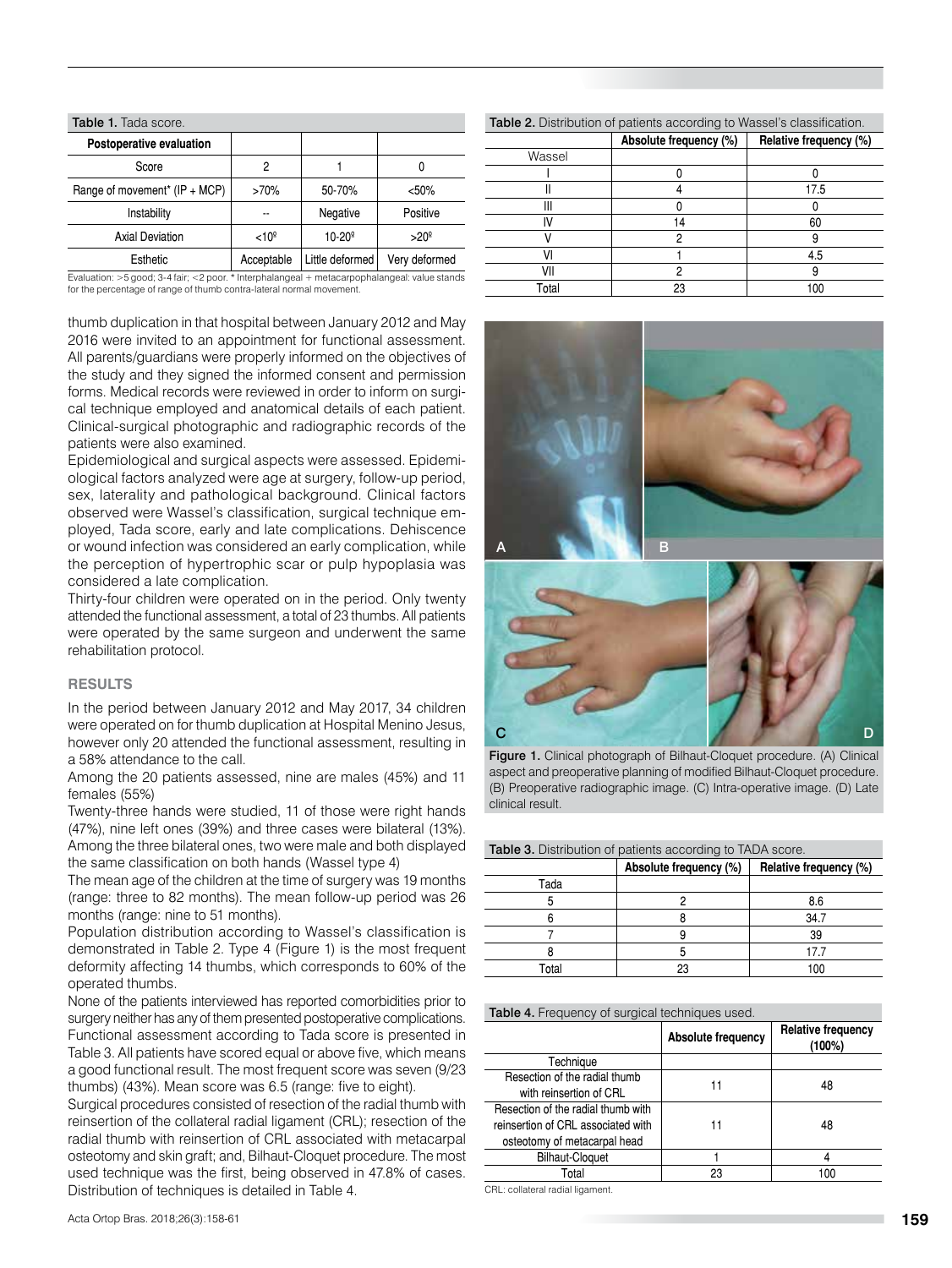**Table 1.** Tada score.

| Postoperative evaluation | | | |
|---|---|---|---|
| Score | 2 | 1 | 0 |
| Range of movement* (IP + MCP) | >70% | 50-70% | <50% |
| Instability | -- | Negative | Positive |
| Axial Deviation | <10º | 10-20º | >20º |
| Esthetic | Acceptable | Little deformed | Very deformed |

Evaluation: >5 good; 3-4 fair; <2 poor. * Interphalangeal + metacarpophalangeal: value stands for the percentage of range of thumb contra-lateral normal movement.

thumb duplication in that hospital between January 2012 and May 2016 were invited to an appointment for functional assessment. All parents/guardians were properly informed on the objectives of the study and they signed the informed consent and permission forms. Medical records were reviewed in order to inform on surgical technique employed and anatomical details of each patient. Clinical-surgical photographic and radiographic records of the patients were also examined.

Epidemiological and surgical aspects were assessed. Epidemiological factors analyzed were age at surgery, follow-up period, sex, laterality and pathological background. Clinical factors observed were Wassel's classification, surgical technique employed, Tada score, early and late complications. Dehiscence or wound infection was considered an early complication, while the perception of hypertrophic scar or pulp hypoplasia was considered a late complication.

Thirty-four children were operated on in the period. Only twenty attended the functional assessment, a total of 23 thumbs. All patients were operated by the same surgeon and underwent the same rehabilitation protocol.

## RESULTS

In the period between January 2012 and May 2017, 34 children were operated on for thumb duplication at Hospital Menino Jesus, however only 20 attended the functional assessment, resulting in a 58% attendance to the call.

Among the 20 patients assessed, nine are males (45%) and 11 females (55%)

Twenty-three hands were studied, 11 of those were right hands (47%), nine left ones (39%) and three cases were bilateral (13%). Among the three bilateral ones, two were male and both displayed the same classification on both hands (Wassel type 4)

The mean age of the children at the time of surgery was 19 months (range: three to 82 months). The mean follow-up period was 26 months (range: nine to 51 months).

Population distribution according to Wassel's classification is demonstrated in Table 2. Type 4 (Figure 1) is the most frequent deformity affecting 14 thumbs, which corresponds to 60% of the operated thumbs.

None of the patients interviewed has reported comorbidities prior to surgery neither has any of them presented postoperative complications. Functional assessment according to Tada score is presented in Table 3. All patients have scored equal or above five, which means a good functional result. The most frequent score was seven (9/23 thumbs) (43%). Mean score was 6.5 (range: five to eight).

Surgical procedures consisted of resection of the radial thumb with reinsertion of the collateral radial ligament (CRL); resection of the radial thumb with reinsertion of CRL associated with metacarpal osteotomy and skin graft; and, Bilhaut-Cloquet procedure. The most used technique was the first, being observed in 47.8% of cases. Distribution of techniques is detailed in Table 4.

**Table 2.** Distribution of patients according to Wassel's classification.

| | Absolute frequency (%) | Relative frequency (%) |
|---|---|---|
| Wassel | | |
| I | 0 | 0 |
| II | 4 | 17.5 |
| III | 0 | 0 |
| IV | 14 | 60 |
| V | 2 | 9 |
| VI | 1 | 4.5 |
| VII | 2 | 9 |
| Total | 23 | 100 |

Figure 1. Clinical photograph of Bilhaut-Cloquet procedure. (A) Clinical aspect and preoperative planning of modified Bilhaut-Cloquet procedure. (B) Preoperative radiographic image. (C) Intra-operative image. (D) Late clinical result.

**Table 3.** Distribution of patients according to TADA score.

| | Absolute frequency (%) | Relative frequency (%) |
|---|---|---|
| Tada | | |
| 5 | 2 | 8.6 |
| 6 | 8 | 34.7 |
| 7 | 9 | 39 |
| 8 | 5 | 17.7 |
| Total | 23 | 100 |

**Table 4.** Frequency of surgical techniques used.

| | Absolute frequency | Relative frequency (100%) |
|---|---|---|
| Technique | | |
| Resection of the radial thumb with reinsertion of CRL | 11 | 48 |
| Resection of the radial thumb with reinsertion of CRL associated with osteotomy of metacarpal head | 11 | 48 |
| Bilhaut-Cloquet | 1 | 4 |
| Total | 23 | 100 |

CRL: collateral radial ligament.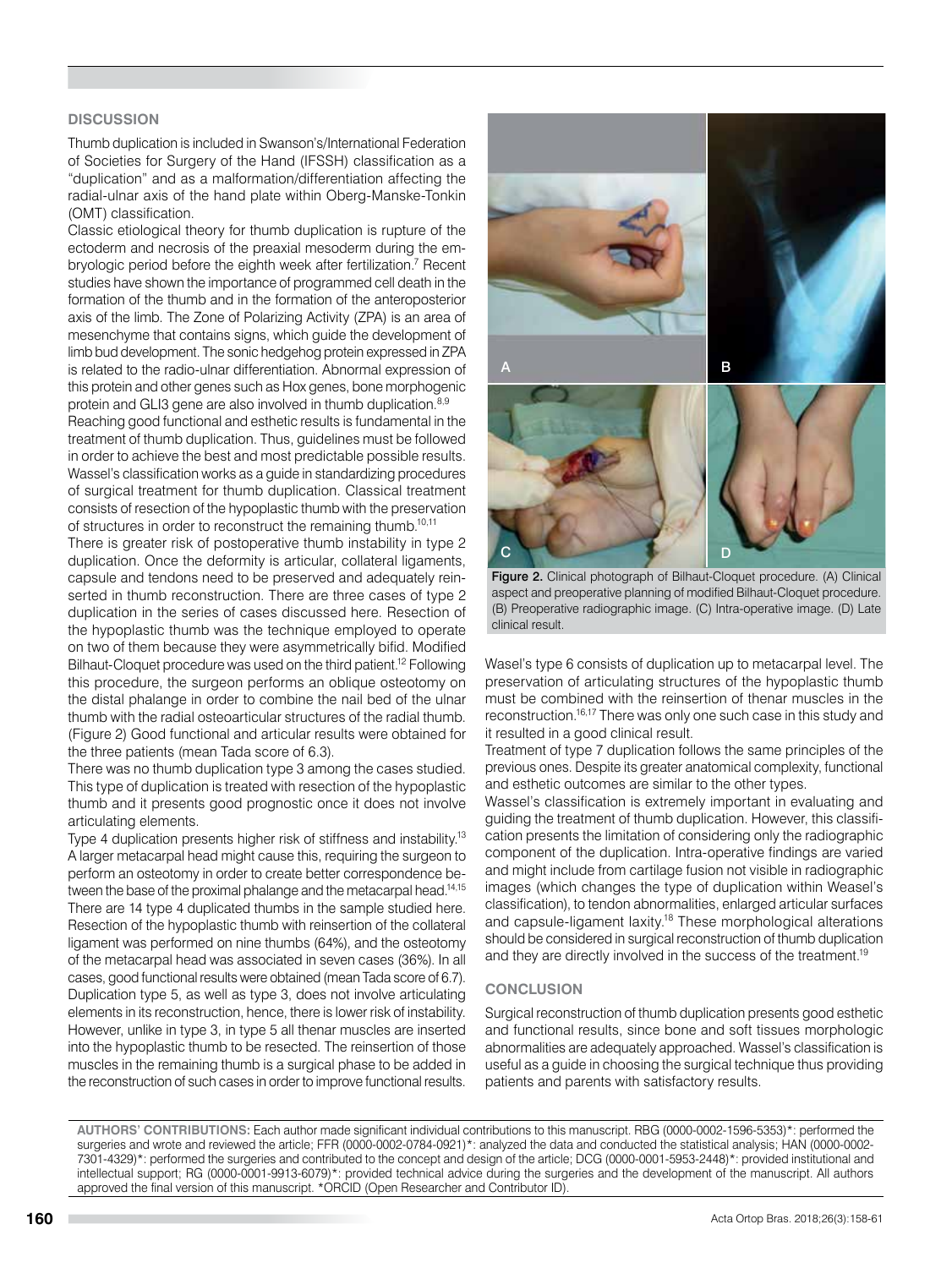## DISCUSSION

Thumb duplication is included in Swanson's/International Federation of Societies for Surgery of the Hand (IFSSH) classification as a "duplication" and as a malformation/differentiation affecting the radial-ulnar axis of the hand plate within Oberg-Manske-Tonkin (OMT) classification.

Classic etiological theory for thumb duplication is rupture of the ectoderm and necrosis of the preaxial mesoderm during the embryologic period before the eighth week after fertilization.[7] Recent studies have shown the importance of programmed cell death in the formation of the thumb and in the formation of the anteroposterior axis of the limb. The Zone of Polarizing Activity (ZPA) is an area of mesenchyme that contains signs, which guide the development of limb bud development. The sonic hedgehog protein expressed in ZPA is related to the radio-ulnar differentiation. Abnormal expression of this protein and other genes such as Hox genes, bone morphogenic protein and GLI3 gene are also involved in thumb duplication.[8,9]

Reaching good functional and esthetic results is fundamental in the treatment of thumb duplication. Thus, guidelines must be followed in order to achieve the best and most predictable possible results. Wassel's classification works as a guide in standardizing procedures of surgical treatment for thumb duplication. Classical treatment consists of resection of the hypoplastic thumb with the preservation of structures in order to reconstruct the remaining thumb.[10,11]

There is greater risk of postoperative thumb instability in type 2 duplication. Once the deformity is articular, collateral ligaments, capsule and tendons need to be preserved and adequately reinserted in thumb reconstruction. There are three cases of type 2 duplication in the series of cases discussed here. Resection of the hypoplastic thumb was the technique employed to operate on two of them because they were asymmetrically bifid. Modified Bilhaut-Cloquet procedure was used on the third patient.[12] Following this procedure, the surgeon performs an oblique osteotomy on the distal phalange in order to combine the nail bed of the ulnar thumb with the radial osteoarticular structures of the radial thumb. (Figure 2) Good functional and articular results were obtained for the three patients (mean Tada score of 6.3).

There was no thumb duplication type 3 among the cases studied. This type of duplication is treated with resection of the hypoplastic thumb and it presents good prognostic once it does not involve articulating elements.

Type 4 duplication presents higher risk of stiffness and instability.[13] A larger metacarpal head might cause this, requiring the surgeon to perform an osteotomy in order to create better correspondence between the base of the proximal phalange and the metacarpal head.[14,15] There are 14 type 4 duplicated thumbs in the sample studied here. Resection of the hypoplastic thumb with reinsertion of the collateral ligament was performed on nine thumbs (64%), and the osteotomy of the metacarpal head was associated in seven cases (36%). In all cases, good functional results were obtained (mean Tada score of 6.7).

Duplication type 5, as well as type 3, does not involve articulating elements in its reconstruction, hence, there is lower risk of instability. However, unlike in type 3, in type 5 all thenar muscles are inserted into the hypoplastic thumb to be resected. The reinsertion of those muscles in the remaining thumb is a surgical phase to be added in the reconstruction of such cases in order to improve functional results.

Figure 2. Clinical photograph of Bilhaut-Cloquet procedure. (A) Clinical aspect and preoperative planning of modified Bilhaut-Cloquet procedure. (B) Preoperative radiographic image. (C) Intra-operative image. (D) Late clinical result.

Wasel's type 6 consists of duplication up to metacarpal level. The preservation of articulating structures of the hypoplastic thumb must be combined with the reinsertion of thenar muscles in the reconstruction.[16,17] There was only one such case in this study and it resulted in a good clinical result.

Treatment of type 7 duplication follows the same principles of the previous ones. Despite its greater anatomical complexity, functional and esthetic outcomes are similar to the other types.

Wassel's classification is extremely important in evaluating and guiding the treatment of thumb duplication. However, this classification presents the limitation of considering only the radiographic component of the duplication. Intra-operative findings are varied and might include from cartilage fusion not visible in radiographic images (which changes the type of duplication within Weasel's classification), to tendon abnormalities, enlarged articular surfaces and capsule-ligament laxity.[18] These morphological alterations should be considered in surgical reconstruction of thumb duplication and they are directly involved in the success of the treatment.[19]

## CONCLUSION

Surgical reconstruction of thumb duplication presents good esthetic and functional results, since bone and soft tissues morphologic abnormalities are adequately approached. Wassel's classification is useful as a guide in choosing the surgical technique thus providing patients and parents with satisfactory results.

**AUTHORS' CONTRIBUTIONS:** Each author made significant individual contributions to this manuscript. RBG (0000-0002-1596-5353)*: performed the surgeries and wrote and reviewed the article; FFR (0000-0002-0784-0921)*: analyzed the data and conducted the statistical analysis; HAN (0000-0002-7301-4329)*: performed the surgeries and contributed to the concept and design of the article; DCG (0000-0001-5953-2448)*: provided institutional and intellectual support; RG (0000-0001-9913-6079)*: provided technical advice during the surgeries and the development of the manuscript. All authors approved the final version of this manuscript. *ORCID (Open Researcher and Contributor ID).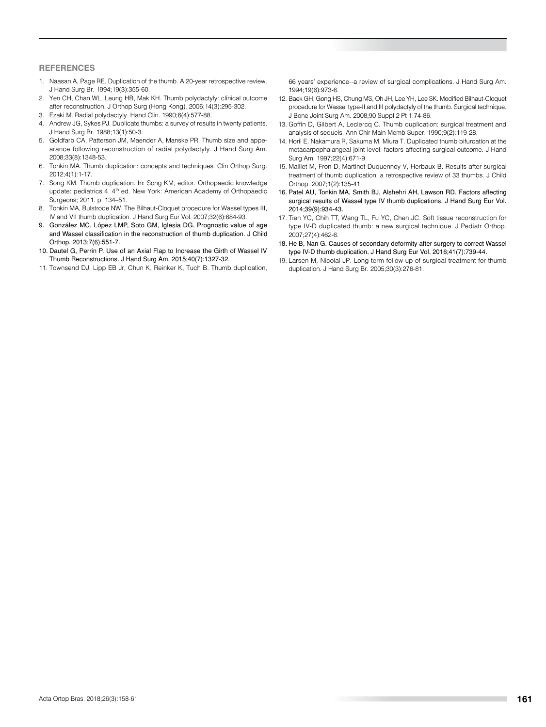## REFERENCES

1. Naasan A, Page RE. Duplication of the thumb. A 20-year retrospective review. J Hand Surg Br. 1994;19(3):355-60.
2. Yen CH, Chan WL, Leung HB, Mak KH. Thumb polydactyly: clinical outcome after reconstruction. J Orthop Surg (Hong Kong). 2006;14(3):295-302.
3. Ezaki M. Radial polydactyly. Hand Clin. 1990;6(4):577-88.
4. Andrew JG, Sykes PJ. Duplicate thumbs: a survey of results in twenty patients. J Hand Surg Br. 1988;13(1):50-3.
5. Goldfarb CA, Patterson JM, Maender A, Manske PR. Thumb size and appearance following reconstruction of radial polydactyly. J Hand Surg Am. 2008;33(8):1348-53.
6. Tonkin MA. Thumb duplication: concepts and techniques. Clin Orthop Surg. 2012;4(1):1-17.
7. Song KM. Thumb duplication. In: Song KM, editor. Orthopaedic knowledge update: pediatrics 4. 4th ed. New York: American Academy of Orthopaedic Surgeons; 2011. p. 134–51.
8. Tonkin MA, Bulstrode NW. The Bilhaut-Cloquet procedure for Wassel types III, IV and VII thumb duplication. J Hand Surg Eur Vol. 2007;32(6):684-93.
9. González MC, López LMP, Soto GM, Iglesia DG. Prognostic value of age and Wassel classification in the reconstruction of thumb duplication. J Child Orthop. 2013;7(6):551-7.
10. Dautel G, Perrin P. Use of an Axial Flap to Increase the Girth of Wassel IV Thumb Reconstructions. J Hand Surg Am. 2015;40(7):1327-32.
11. Townsend DJ, Lipp EB Jr, Chun K, Reinker K, Tuch B. Thumb duplication, 66 years' experience--a review of surgical complications. J Hand Surg Am. 1994;19(6):973-6.
12. Baek GH, Gong HS, Chung MS, Oh JH, Lee YH, Lee SK. Modified Bilhaut-Cloquet procedure for Wassel type-II and III polydactyly of the thumb. Surgical technique. J Bone Joint Surg Am. 2008;90 Suppl 2 Pt 1:74-86.
13. Goffin D, Gilbert A, Leclercq C. Thumb duplication: surgical treatment and analysis of sequels. Ann Chir Main Memb Super. 1990;9(2):119-28.
14. Horii E, Nakamura R, Sakuma M, Miura T. Duplicated thumb bifurcation at the metacarpophalangeal joint level: factors affecting surgical outcome. J Hand Surg Am. 1997;22(4):671-9.
15. Maillet M, Fron D, Martinot-Duquennoy V, Herbaux B. Results after surgical treatment of thumb duplication: a retrospective review of 33 thumbs. J Child Orthop. 2007;1(2):135-41.
16. Patel AU, Tonkin MA, Smith BJ, Alshehri AH, Lawson RD. Factors affecting surgical results of Wassel type IV thumb duplications. J Hand Surg Eur Vol. 2014;39(9):934-43.
17. Tien YC, Chih TT, Wang TL, Fu YC, Chen JC. Soft tissue reconstruction for type IV-D duplicated thumb: a new surgical technique. J Pediatr Orthop. 2007;27(4):462-6.
18. He B, Nan G. Causes of secondary deformity after surgery to correct Wassel type IV-D thumb duplication. J Hand Surg Eur Vol. 2016;41(7):739-44.
19. Larsen M, Nicolai JP. Long-term follow-up of surgical treatment for thumb duplication. J Hand Surg Br. 2005;30(3):276-81.